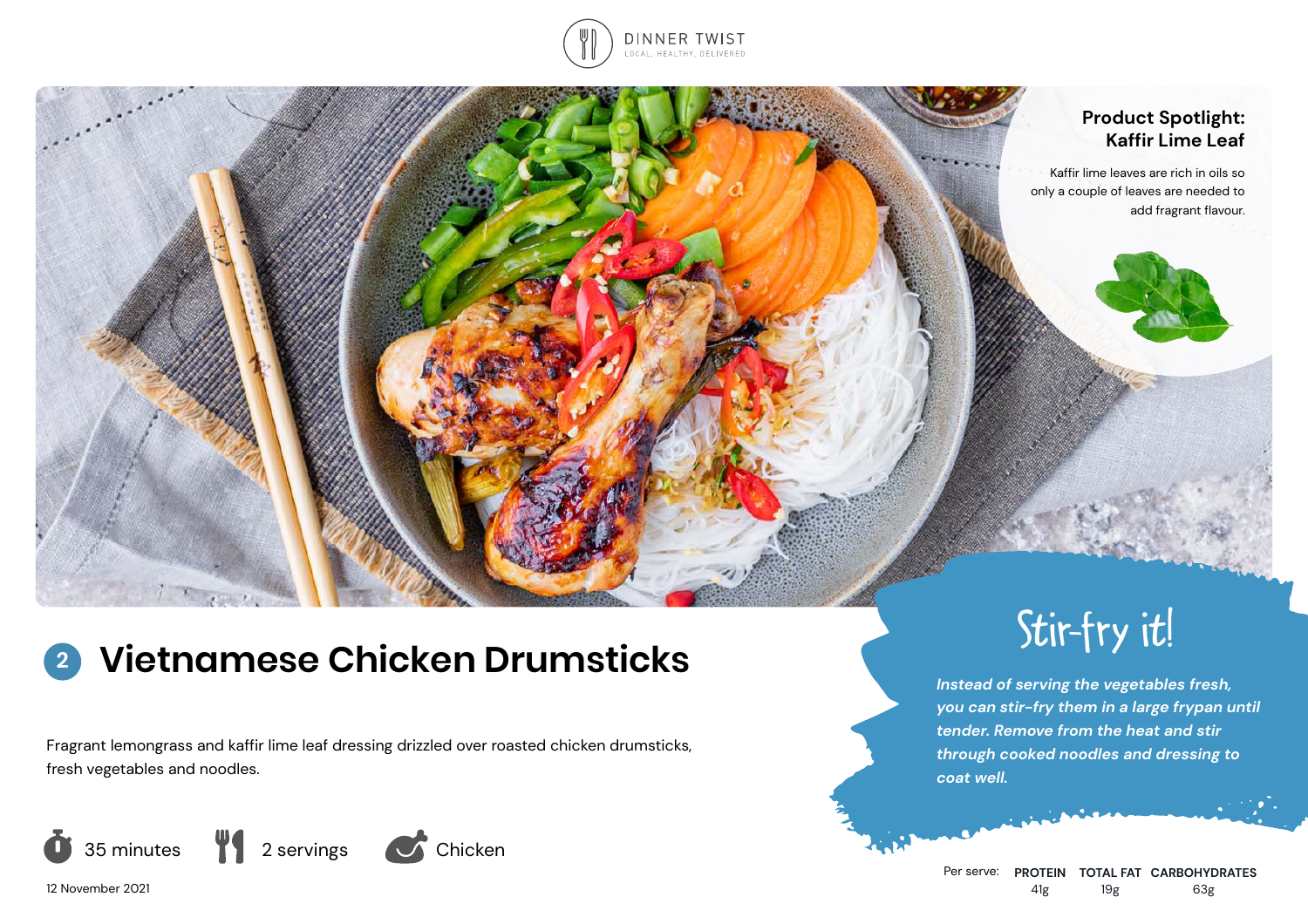DINNER TWIST

LOCAL, HEALTHY, DELIVERED

**Product Spotlight: Kaffir Lime Leaf**

Kaffir lime leaves are rich in oils so only a couple of leaves are needed to add fragrant flavour.

# 2 Vietnamese Chicken Drumsticks

Fragrant lemongrass and kaffir lime leaf dressing drizzled over roasted chicken drumsticks, fresh vegetables and noodles.

35 minutes | 2 servings | Chicken

12 November 2021

## Stir-fry it!

*Instead of serving the vegetables fresh, you can stir-fry them in a large frypan until tender. Remove from the heat and stir through cooked noodles and dressing to coat well.*

| Per serve: | PROTEIN | TOTAL FAT | CARBOHYDRATES |
|---|---|---|---|
| | 41g | 19g | 63g |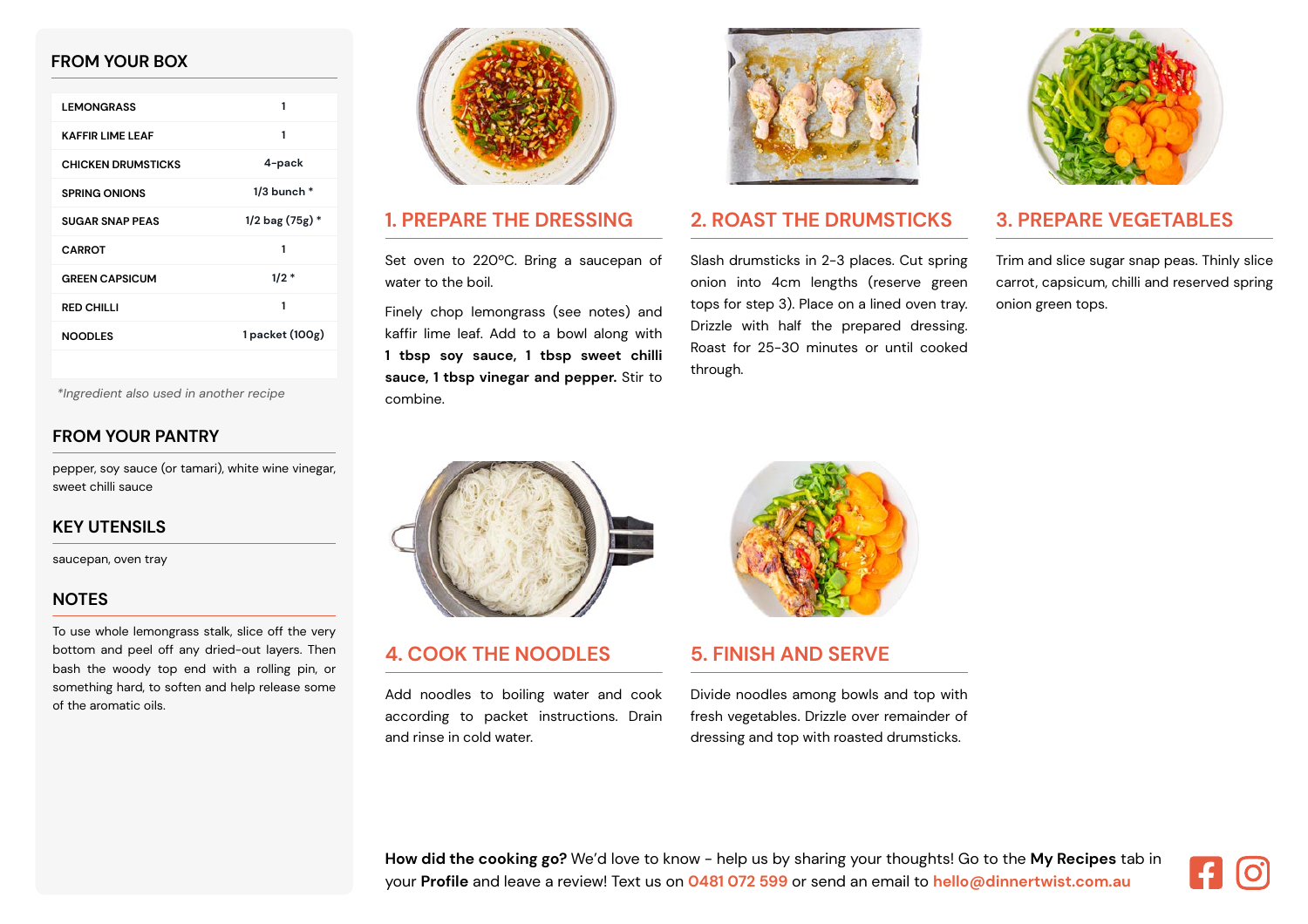## FROM YOUR BOX

| | |
|---|---|
| LEMONGRASS | 1 |
| KAFFIR LIME LEAF | 1 |
| CHICKEN DRUMSTICKS | 4-pack |
| SPRING ONIONS | 1/3 bunch * |
| SUGAR SNAP PEAS | 1/2 bag (75g) * |
| CARROT | 1 |
| GREEN CAPSICUM | 1/2 * |
| RED CHILLI | 1 |
| NOODLES | 1 packet (100g) |

*\*Ingredient also used in another recipe*

## FROM YOUR PANTRY

pepper, soy sauce (or tamari), white wine vinegar, sweet chilli sauce

## KEY UTENSILS

saucepan, oven tray

## NOTES

To use whole lemongrass stalk, slice off the very bottom and peel off any dried-out layers. Then bash the woody top end with a rolling pin, or something hard, to soften and help release some of the aromatic oils.

## 1. PREPARE THE DRESSING

Set oven to 220ºC. Bring a saucepan of water to the boil.

Finely chop lemongrass (see notes) and kaffir lime leaf. Add to a bowl along with **1 tbsp soy sauce, 1 tbsp sweet chilli sauce, 1 tbsp vinegar and pepper.** Stir to combine.

## 2. ROAST THE DRUMSTICKS

Slash drumsticks in 2-3 places. Cut spring onion into 4cm lengths (reserve green tops for step 3). Place on a lined oven tray. Drizzle with half the prepared dressing. Roast for 25-30 minutes or until cooked through.

## 3. PREPARE VEGETABLES

Trim and slice sugar snap peas. Thinly slice carrot, capsicum, chilli and reserved spring onion green tops.

## 4. COOK THE NOODLES

Add noodles to boiling water and cook according to packet instructions. Drain and rinse in cold water.

## 5. FINISH AND SERVE

Divide noodles among bowls and top with fresh vegetables. Drizzle over remainder of dressing and top with roasted drumsticks.

**How did the cooking go?** We'd love to know - help us by sharing your thoughts! Go to the **My Recipes** tab in your **Profile** and leave a review! Text us on 0481 072 599 or send an email to hello@dinnertwist.com.au